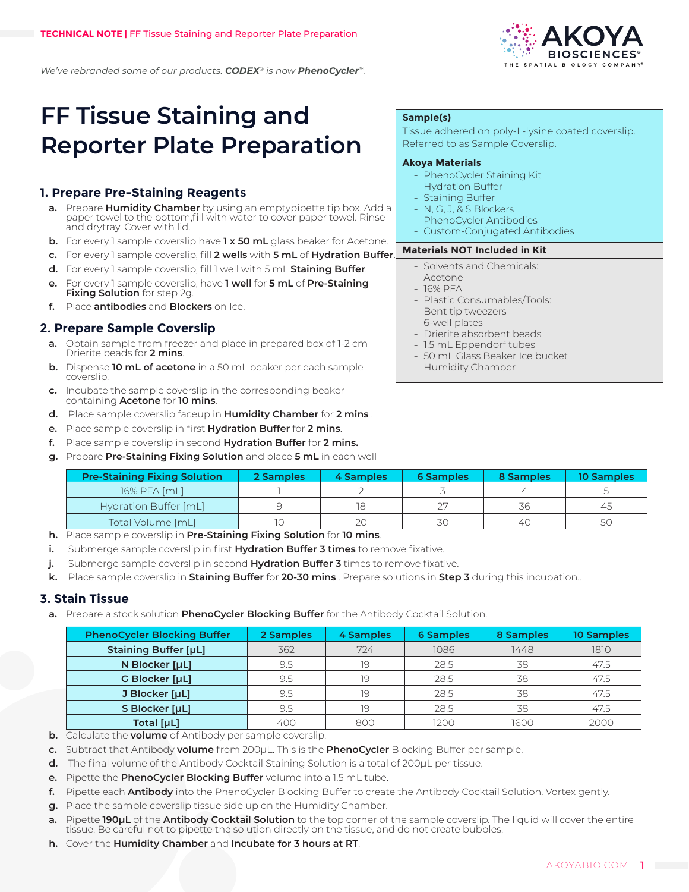**TECHNICAL NOTE |** FF Tissue Staining and Reporter Plate Preparation

*We've rebranded some of our products. **CODEX®** is now **PhenoCycler™**.*

# FF Tissue Staining and Reporter Plate Preparation

**Sample(s)**

Tissue adhered on poly-L-lysine coated coverslip. Referred to as Sample Coverslip.

**Akoya Materials**

- PhenoCycler Staining Kit
- Hydration Buffer
- Staining Buffer
- N, G, J, & S Blockers
- PhenoCycler Antibodies
- Custom-Conjugated Antibodies

**Materials NOT Included in Kit**

- Solvents and Chemicals:
- Acetone
- 16% PFA
- Plastic Consumables/Tools:
- Bent tip tweezers
- 6-well plates
- Drierite absorbent beads
- 1.5 mL Eppendorf tubes
- 50 mL Glass Beaker Ice bucket
- Humidity Chamber

## 1. Prepare Pre-Staining Reagents

a. Prepare **Humidity Chamber** by using an emptypipette tip box. Add a paper towel to the bottom,fill with water to cover paper towel. Rinse and drytray. Cover with lid.

b. For every 1 sample coverslip have **1 x 50 mL** glass beaker for Acetone.

c. For every 1 sample coverslip, fill **2 wells** with **5 mL** of **Hydration Buffer**.

d. For every 1 sample coverslip, fill 1 well with 5 mL **Staining Buffer**.

e. For every 1 sample coverslip, have **1 well** for **5 mL** of **Pre-Staining Fixing Solution** for step 2g.

f. Place **antibodies** and **Blockers** on Ice.

## 2. Prepare Sample Coverslip

a. Obtain sample from freezer and place in prepared box of 1-2 cm Drierite beads for **2 mins**.

b. Dispense **10 mL of acetone** in a 50 mL beaker per each sample coverslip.

c. Incubate the sample coverslip in the corresponding beaker containing **Acetone** for **10 mins**.

d. Place sample coverslip faceup in **Humidity Chamber** for **2 mins** .

e. Place sample coverslip in first **Hydration Buffer** for **2 mins**.

f. Place sample coverslip in second **Hydration Buffer** for **2 mins.**

g. Prepare **Pre-Staining Fixing Solution** and place **5 mL** in each well

| Pre-Staining Fixing Solution | 2 Samples | 4 Samples | 6 Samples | 8 Samples | 10 Samples |
|---|---|---|---|---|---|
| 16% PFA [mL] | 1 | 2 | 3 | 4 | 5 |
| Hydration Buffer [mL] | 9 | 18 | 27 | 36 | 45 |
| Total Volume [mL] | 10 | 20 | 30 | 40 | 50 |

h. Place sample coverslip in **Pre-Staining Fixing Solution** for **10 mins**.

i. Submerge sample coverslip in first **Hydration Buffer 3 times** to remove fixative.

j. Submerge sample coverslip in second **Hydration Buffer 3** times to remove fixative.

k. Place sample coverslip in **Staining Buffer** for **20-30 mins** . Prepare solutions in **Step 3** during this incubation..

## 3. Stain Tissue

a. Prepare a stock solution **PhenoCycler Blocking Buffer** for the Antibody Cocktail Solution.

| PhenoCycler Blocking Buffer | 2 Samples | 4 Samples | 6 Samples | 8 Samples | 10 Samples |
|---|---|---|---|---|---|
| **Staining Buffer [µL]** | 362 | 724 | 1086 | 1448 | 1810 |
| **N Blocker [µL]** | 9.5 | 19 | 28.5 | 38 | 47.5 |
| **G Blocker [µL]** | 9.5 | 19 | 28.5 | 38 | 47.5 |
| **J Blocker [µL]** | 9.5 | 19 | 28.5 | 38 | 47.5 |
| **S Blocker [µL]** | 9.5 | 19 | 28.5 | 38 | 47.5 |
| **Total [µL]** | 400 | 800 | 1200 | 1600 | 2000 |

b. Calculate the **volume** of Antibody per sample coverslip.

c. Subtract that Antibody **volume** from 200µL. This is the **PhenoCycler** Blocking Buffer per sample.

d. The final volume of the Antibody Cocktail Staining Solution is a total of 200µL per tissue.

e. Pipette the **PhenoCycler Blocking Buffer** volume into a 1.5 mL tube.

f. Pipette each **Antibody** into the PhenoCycler Blocking Buffer to create the Antibody Cocktail Solution. Vortex gently.

g. Place the sample coverslip tissue side up on the Humidity Chamber.

a. Pipette **190µL** of the **Antibody Cocktail Solution** to the top corner of the sample coverslip. The liquid will cover the entire tissue. Be careful not to pipette the solution directly on the tissue, and do not create bubbles.

h. Cover the **Humidity Chamber** and **Incubate for 3 hours at RT**.

AKOYABIO.COM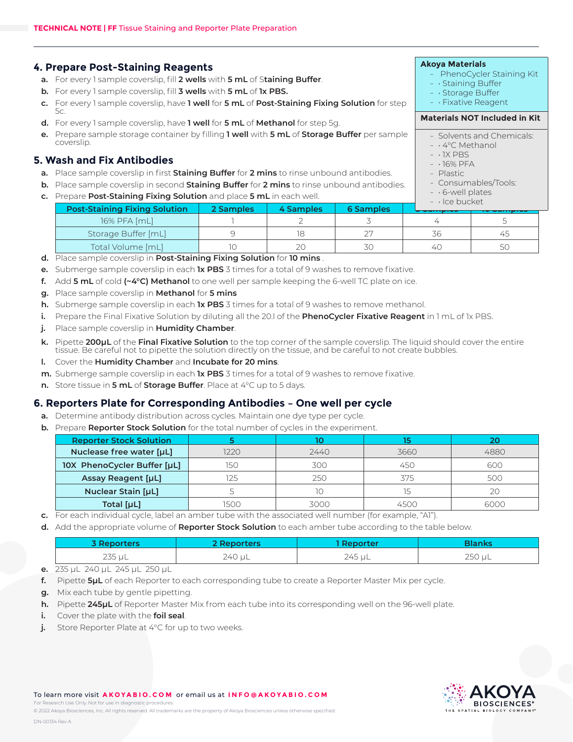## 4. Prepare Post-Staining Reagents

a. For every 1 sample coverslip, fill **2 wells** with **5 mL** of S**taining Buffer**.

b. For every 1 sample coverslip, fill **3 wells** with **5 mL** of **1x PBS.**

c. For every 1 sample coverslip, have **1 well** for **5 mL** of **Post-Staining Fixing Solution** for step 5c.

d. For every 1 sample coverslip, have **1 well** for **5 mL** of **Methanol** for step 5g.

e. Prepare sample storage container by filling **1 well** with **5 mL** of **Storage Buffer** per sample coverslip.

**Akoya Materials**

- PhenoCycler Staining Kit
- · Staining Buffer
- · Storage Buffer
- · Fixative Reagent

**Materials NOT Included in Kit**

- Solvents and Chemicals:
- · 4°C Methanol
- · 1X PBS
- · 16% PFA
- Plastic
- Consumables/Tools:
- · 6-well plates
- · Ice bucket

## 5. Wash and Fix Antibodies

a. Place sample coverslip in first **Staining Buffer** for **2 mins** to rinse unbound antibodies.

b. Place sample coverslip in second **Staining Buffer** for **2 mins** to rinse unbound antibodies.

c. Prepare **Post-Staining Fixing Solution** and place **5 mL** in each well.

| Post-Staining Fixing Solution | 2 Samples | 4 Samples | 6 Samples | 8 Samples | 10 Samples |
|---|---|---|---|---|---|
| 16% PFA [mL] | 1 | 2 | 3 | 4 | 5 |
| Storage Buffer [mL] | 9 | 18 | 27 | 36 | 45 |
| Total Volume [mL] | 10 | 20 | 30 | 40 | 50 |

d. Place sample coverslip in **Post-Staining Fixing Solution** for **10 mins** .

e. Submerge sample coverslip in each **1x PBS** 3 times for a total of 9 washes to remove fixative.

f. Add **5 mL** of cold **(~4°C) Methanol** to one well per sample keeping the 6-well TC plate on ice.

g. Place sample coverslip in **Methanol** for **5 mins**

h. Submerge sample coverslip in each **1x PBS** 3 times for a total of 9 washes to remove methanol.

i. Prepare the Final Fixative Solution by diluting all the 20.l of the **PhenoCycler Fixative Reagent** in 1 mL of 1x PBS.

j. Place sample coverslip in **Humidity Chamber**.

k. Pipette **200µL** of the **Final Fixative Solution** to the top corner of the sample coverslip. The liquid should cover the entire tissue. Be careful not to pipette the solution directly on the tissue, and be careful to not create bubbles.

l. Cover the **Humidity Chamber** and **Incubate for 20 mins**.

m. Submerge sample coverslip in each **1x PBS** 3 times for a total of 9 washes to remove fixative.

n. Store tissue in **5 mL** of **Storage Buffer**. Place at 4°C up to 5 days.

## 6. Reporters Plate for Corresponding Antibodies – One well per cycle

a. Determine antibody distribution across cycles. Maintain one dye type per cycle.

b. Prepare **Reporter Stock Solution** for the total number of cycles in the experiment.

| Reporter Stock Solution | 5 | 10 | 15 | 20 |
|---|---|---|---|---|
| Nuclease free water [µL] | 1220 | 2440 | 3660 | 4880 |
| 10X PhenoCycler Buffer [µL] | 150 | 300 | 450 | 600 |
| Assay Reagent [µL] | 125 | 250 | 375 | 500 |
| Nuclear Stain [µL] | 5 | 10 | 15 | 20 |
| Total [µL] | 1500 | 3000 | 4500 | 6000 |

c. For each individual cycle, label an amber tube with the associated well number (for example, "A1").

d. Add the appropriate volume of **Reporter Stock Solution** to each amber tube according to the table below.

| 3 Reporters | 2 Reporters | 1 Reporter | Blanks |
|---|---|---|---|
| 235 µL | 240 µL | 245 µL | 250 µL |

e. 235 µL 240 µL 245 µL 250 µL

f. Pipette **5µL** of each Reporter to each corresponding tube to create a Reporter Master Mix per cycle.

g. Mix each tube by gentle pipetting.

h. Pipette **245µL** of Reporter Master Mix from each tube into its corresponding well on the 96-well plate.

i. Cover the plate with the **foil seal**.

j. Store Reporter Plate at 4°C for up to two weeks.

To learn more visit **AKOYABIO.COM** or email us at **INFO@AKOYABIO.COM**

For Research Use Only. Not for use in diagnostic procedures.

© 2022 Akoya Biosciences, Inc. All rights reserved. All trademarks are the property of Akoya Biosciences unless otherwise specified.

DN-00134 Rev A